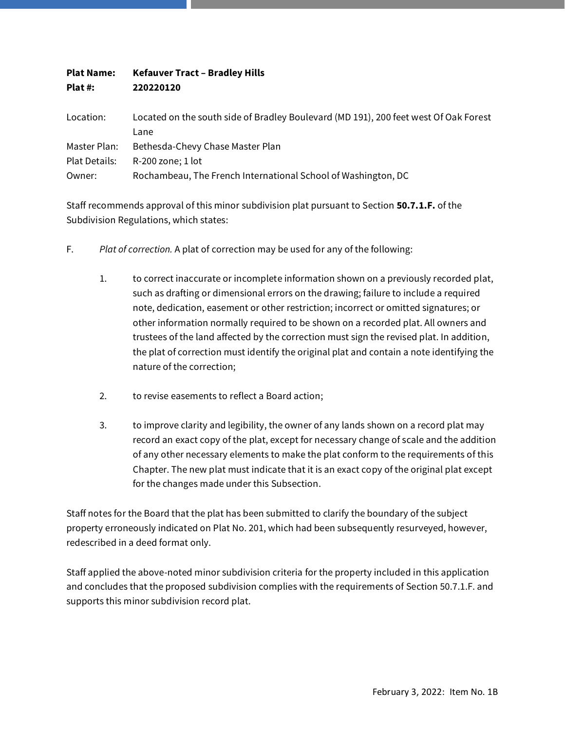**Plat Name:** **Kefauver Tract – Bradley Hills**
**Plat #:** **220220120**

Location: Located on the south side of Bradley Boulevard (MD 191), 200 feet west Of Oak Forest Lane
Master Plan: Bethesda-Chevy Chase Master Plan
Plat Details: R-200 zone; 1 lot
Owner: Rochambeau, The French International School of Washington, DC

Staff recommends approval of this minor subdivision plat pursuant to Section **50.7.1.F.** of the Subdivision Regulations, which states:

F. *Plat of correction.* A plat of correction may be used for any of the following:

1. to correct inaccurate or incomplete information shown on a previously recorded plat, such as drafting or dimensional errors on the drawing; failure to include a required note, dedication, easement or other restriction; incorrect or omitted signatures; or other information normally required to be shown on a recorded plat. All owners and trustees of the land affected by the correction must sign the revised plat. In addition, the plat of correction must identify the original plat and contain a note identifying the nature of the correction;

2. to revise easements to reflect a Board action;

3. to improve clarity and legibility, the owner of any lands shown on a record plat may record an exact copy of the plat, except for necessary change of scale and the addition of any other necessary elements to make the plat conform to the requirements of this Chapter. The new plat must indicate that it is an exact copy of the original plat except for the changes made under this Subsection.

Staff notes for the Board that the plat has been submitted to clarify the boundary of the subject property erroneously indicated on Plat No. 201, which had been subsequently resurveyed, however, redescribed in a deed format only.

Staff applied the above-noted minor subdivision criteria for the property included in this application and concludes that the proposed subdivision complies with the requirements of Section 50.7.1.F. and supports this minor subdivision record plat.

February 3, 2022: Item No. 1B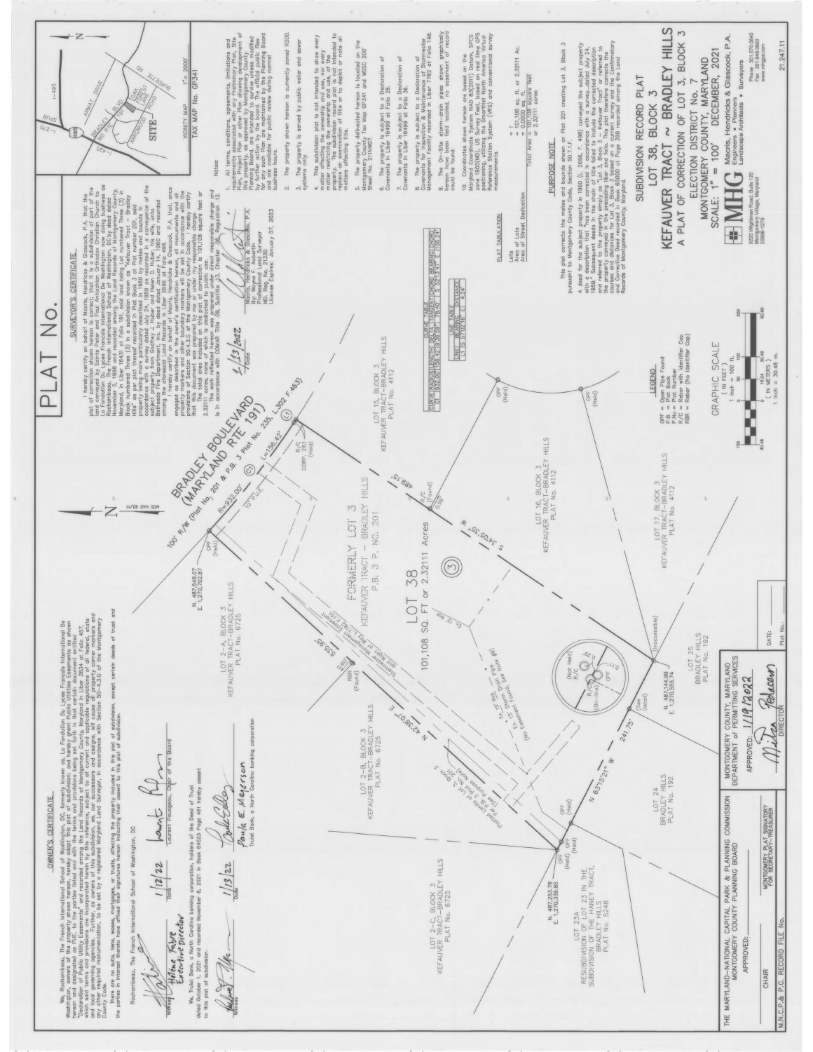# PLAT No.

## OWNER'S CERTIFICATE

We, Rochambeau, The French International School of Washington, DC, formerly known as, La Fondation Du Lycee Francais International De Washington, owners of the property shown hereon, hereby adopt this plan of subdivision, and grant the easements as shown hereon and designated as PUE, to the persons listed and with the terms and provisions being set forth in that certain document entitled "Declaration of Public Utility Easements" and recorded among the Land Records of Montgomery County, Maryland in Liber 3834 at Folio 457, which said terms and provisions are incorporated herein by this reference, subject to all current and applicable regulations of all federal, state and local governing agencies. Further, as owners of this subdivision, we, our successors and assigns, will cause all property corner markers and any other required monumentation, to be set by a registered Maryland Land Surveyor, in accordance with Section 50-4.3.G of the Montgomery County Code.

There are no suits, liens, leases, mortgages, or trusts, affecting the property included in this plat of subdivision, except certain deeds of trust and the parties in interest thereto have affixed their signatures hereon indicating their assent to this plat of subdivision.

Rochambeau, The French International School of Washington, DC

Witness: Helene Fabre, Executive Director — 1/12/22 — Date — Laurent Pouqueau, Chair of the Board

We, Truist Bank, a North Carolina banking corporation, holders of the Deed of Trust dated October 1, 2021 and recorded November 8, 2021 in Book 64523 Page 481 hereby assent to this plat of subdivision.

Witness — 1/13/22 — Date — Paula E. Meyerson, Truist Bank, a North Carolina banking corporation

## SURVEYOR'S CERTIFICATE

I hereby certify on behalf of Macris, Hendricks & Glascock, P.A. that the plat of correction shown hereon is correct; that it is a subdivision of part of the land conveyed by Saints Peter and Paul Antiochian Orthodox Christian Church to La Fondation Du Lycee Francais International De Washington now doing business as Rochambeau, The French International School of Washington, DC by deed dated November 6, 1998 and recorded among the Land Records of Montgomery County, Maryland, in Liber 16431 at Folio 191, said land being Lot numbered Three (3) in Block numbered Three (3) in a subdivision known as "Kefauver Tract — Bradley Hills" as per plat thereof recorded in Plat Book 3 at Plat number 201, said property being more particularly described in 1960 by metes and bounds in accordance with a survey dated July 24, 1959 as recorded in a conveyance of the subject property from Godfrey J. Huber and Helen D. Huber, his wife, unto Bethesda Fire Department, Inc. by deed dated January 14, 1960 and recorded among the aforesaid Land Records in Liber 2696 at Folio 498.

I hereby certify on behalf of Macris, Hendricks & Glascock, P.A. that, once engaged as described in the owner's certification hereon, all monuments and all property markers and other boundary markers will be set in accordance with the provisions of Section 50-4.3.G of the Montgomery County Code. I hereby certify that the plat of correction was prepared by me or under my responsible charge.

The total area included on this plat of correction is 101,108 square feet or 2.32111 acres, none of which is dedicated to public use.

The work reflected herein was prepared under direct responsible charge and is in accordance with COMAR Title .09, Subtitle 13, Chapter .06, Regulation .12.

Macris, Hendricks & Glascock, P.A. — 1/13/2022 — Date
Br. Wayne F. Aubertin
Professional Land Surveyor
MD Reg. No. 21330
License Expires: January 07, 2023

## Notes:

1. All terms, conditions, agreements, limitations and requirements associated with any approved Preliminary Plan, Site Plan, Project Plan or other Plan allowing development of this property, approved by the Montgomery County Planning Board, are intended to survive unless modified by further action by the board. The official public files for any such Plan are maintained by the Planning Board and are available for public review during normal business hours.
2. The property shown hereon is currently zoned R200.
3. The property is served by public water and sewer systems only.
4. This subdivision plat is not intended to show every matter affecting the ownership and use, nor every matter restricting the ownership and use, of the property. The subdivision record plat is not intended to replace an examination of title or to depict or note all matters affecting title.
5. The property delineated hereon is located on the Montgomery County Tax Map GP341 and WSSC 200' Sheet No. 211NW07.
6. The property is subject to a Declaration of Covenants in Liber 16499 at Folio 28.
7. The property is subject to a Declaration of Covenants in Liber 16499 at Folio 36.
8. The property is subject to a Declaration of Covenants for Inspection & Maintenance of Stormwater Management Facilities recorded in Liber 17876 at Folio 148.
9. The On-Site storm-drain pipes shown graphically hereon have been field located, no easement of record could be found.
10. Coordinates shown hereon are based on the Maryland Coordinate System NAD 83(2011) Datum, SPCS zone 1900(MD), US Survey Feet, based on real time GPS positioning, utilizing the SmartNet North America Virtual Reference Station System (VRS) and conventional survey measurements.

## PLAT TABULATION

| | |
|---|---|
| Lots | = 1 |
| Area of Lots | = 101,108 sq. ft. or 2.32111 Ac. |
| Area of Street Dedication | = 0.0000 sq. ft. |
| Total Area | = 101,108 square feet or 2.32111 acres |

## PURPOSE NOTE

This plat corrects the metes and bounds shown on Plat 201 creating Lot 3, Block 3 pursuant to Montgomery County Code, Section 50.7.1.F.

A deed for the subject property in 1960 (L. 2696, F. 498) conveyed the subject property with a description that "has been corrected in accordance with a survey dated July 24, 1959." Subsequent deeds in the chain of title failed to include the corrected description and referred to the property simply as "Lot 3, Block 3 — Kefauver Tract" or referred to the property conveyed in the preceding liber and folio. This plat therefore corrects the courses and distances for Lot 3, Block 3 based on a current survey and the Confirmatory and Corrective Deed recorded in Book 65000 at Page 398 recorded among the Land Records of Montgomery County, Maryland.

| CURVE | RADIUS | LENGTH | DELTA | TANGENT | CHORD BEARING | CHORD |
|---|---|---|---|---|---|---|
| C1 | 932.00' | 156.42' | 9°36'59" | 78.40' | S 52°43'47" E | 156.24' |

| LINE | BEARING | DISTANCE |
|---|---|---|
| L1 | S 70°26'16" E | 4.24' |

## LEGEND

OPF = Open Pipe Found
P.B. = Plat Book
P.No. = Plat Number
R/C = Rebar with Identifier Cap
RBR = Rebar (No Identifier Cap)

GRAPHIC SCALE (IN FEET) 1 inch = 100 ft. (IN METERS) 1 inch = 30.48 m.

BRADLEY BOULEVARD (MARYLAND RTE 191)
100' R/W (Plat No. 201 & P.B. 3 Plat No. 235, L.302 F.463)

R=932.00' C1 L=156.42' L1

LOT 38
101,108 SQ. FT or 2.32111 Acres
FORMERLY LOT 3
KEFAUVER TRACT — BRADLEY HILLS
P.B. 3 P. NO. 201

S 34°05'35" W 489.15'
N 63°15'21" W 241.75'
N 42°38'07" E 535.95'

N. 487,648.07 E. 1,270,702.87
N. 487,144.99 E. 1,270,555.74
N. 487,263.78 E. 1,270,339.85

Stormwater Management Easement and Right of Way (L.7876 F.151)

10' P.U.E.

LOT 2-A, BLOCK 3 KEFAUVER TRACT-BRADLEY HILLS PLAT No. 6725
LOT 2-B, BLOCK 3 KEFAUVER TRACT-BRADLEY HILLS PLAT No. 6725
LOT 2-C, BLOCK 3 KEFAUVER TRACT-BRADLEY HILLS PLAT No. 6725
LOT 15, BLOCK 3 KEFAUVER TRACT-BRADLEY HILLS PLAT No. 4112
LOT 16, BLOCK 3 KEFAUVER TRACT-BRADLEY HILLS PLAT No. 4112
LOT 17, BLOCK 3 KEFAUVER TRACT-BRADLEY HILLS PLAT No. 4112
LOT 23A RESUBDIVISION OF LOT 23 IN THE SUBDIVISION OF THE HANEY TRACT, BRADLEY HILLS PLAT No. 5248
LOT 24 BRADLEY HILLS PLAT No. 192
LOT 25 BRADLEY HILLS PLAT No. 192

Platted Limits of Lot 3, Block 3 Per P.B. 3, Plat No. 201 (See Purpose Note)

VICINITY MAP 1"= 2000'
TAX MAP No. GP341

# SUBDIVISION RECORD PLAT
## LOT 38, BLOCK 3
## KEFAUVER TRACT ~ BRADLEY HILLS
### A PLAT OF CORRECTION OF LOT 3, BLOCK 3

ELECTION DISTRICT No. 7
MONTGOMERY COUNTY, MARYLAND
SCALE: 1" = 100' DECEMBER, 2021

MHG Macris, Hendricks & Glascock, P.A.
Engineers • Planners • Landscape Architects • Surveyors
9220 Wightman Road, Suite 120
Montgomery Village, Maryland 20886-1279
Phone 301.670.0840
Fax 301.948.0693
www.mhgpa.com

21.247.11

| THE MARYLAND-NATIONAL CAPITAL PARK & PLANNING COMMISSION MONTGOMERY COUNTY PLANNING BOARD | MONTGOMERY COUNTY, MARYLAND DEPARTMENT of PERMITTING SERVICES |
|---|---|
| APPROVED: | APPROVED: 1/19/2022 |
| CHAIR — MONTGOMERY PLAT SIGNATORY FOR SECRETARY-TREASURER | DIRECTOR |
| M.N.C.P.& P.C. RECORD FILE No. | DATE: Plat No.: |